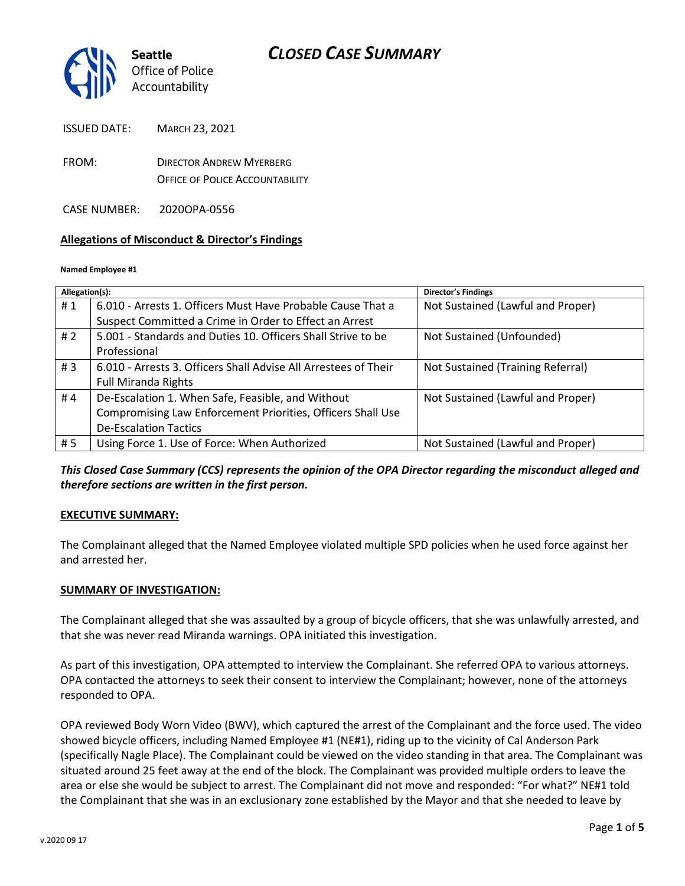# CLOSED CASE SUMMARY

Seattle Office of Police Accountability

ISSUED DATE: MARCH 23, 2021

FROM: DIRECTOR ANDREW MYERBERG
OFFICE OF POLICE ACCOUNTABILITY

CASE NUMBER: 2020OPA-0556

**Allegations of Misconduct & Director's Findings**

**Named Employee #1**

| Allegation(s): | | Director's Findings |
|---|---|---|
| # 1 | 6.010 - Arrests 1. Officers Must Have Probable Cause That a Suspect Committed a Crime in Order to Effect an Arrest | Not Sustained (Lawful and Proper) |
| # 2 | 5.001 - Standards and Duties 10. Officers Shall Strive to be Professional | Not Sustained (Unfounded) |
| # 3 | 6.010 - Arrests 3. Officers Shall Advise All Arrestees of Their Full Miranda Rights | Not Sustained (Training Referral) |
| # 4 | De-Escalation 1. When Safe, Feasible, and Without Compromising Law Enforcement Priorities, Officers Shall Use De-Escalation Tactics | Not Sustained (Lawful and Proper) |
| # 5 | Using Force 1. Use of Force: When Authorized | Not Sustained (Lawful and Proper) |

***This Closed Case Summary (CCS) represents the opinion of the OPA Director regarding the misconduct alleged and therefore sections are written in the first person.***

**EXECUTIVE SUMMARY:**

The Complainant alleged that the Named Employee violated multiple SPD policies when he used force against her and arrested her.

**SUMMARY OF INVESTIGATION:**

The Complainant alleged that she was assaulted by a group of bicycle officers, that she was unlawfully arrested, and that she was never read Miranda warnings. OPA initiated this investigation.

As part of this investigation, OPA attempted to interview the Complainant. She referred OPA to various attorneys. OPA contacted the attorneys to seek their consent to interview the Complainant; however, none of the attorneys responded to OPA.

OPA reviewed Body Worn Video (BWV), which captured the arrest of the Complainant and the force used. The video showed bicycle officers, including Named Employee #1 (NE#1), riding up to the vicinity of Cal Anderson Park (specifically Nagle Place). The Complainant could be viewed on the video standing in that area. The Complainant was situated around 25 feet away at the end of the block. The Complainant was provided multiple orders to leave the area or else she would be subject to arrest. The Complainant did not move and responded: "For what?" NE#1 told the Complainant that she was in an exclusionary zone established by the Mayor and that she needed to leave by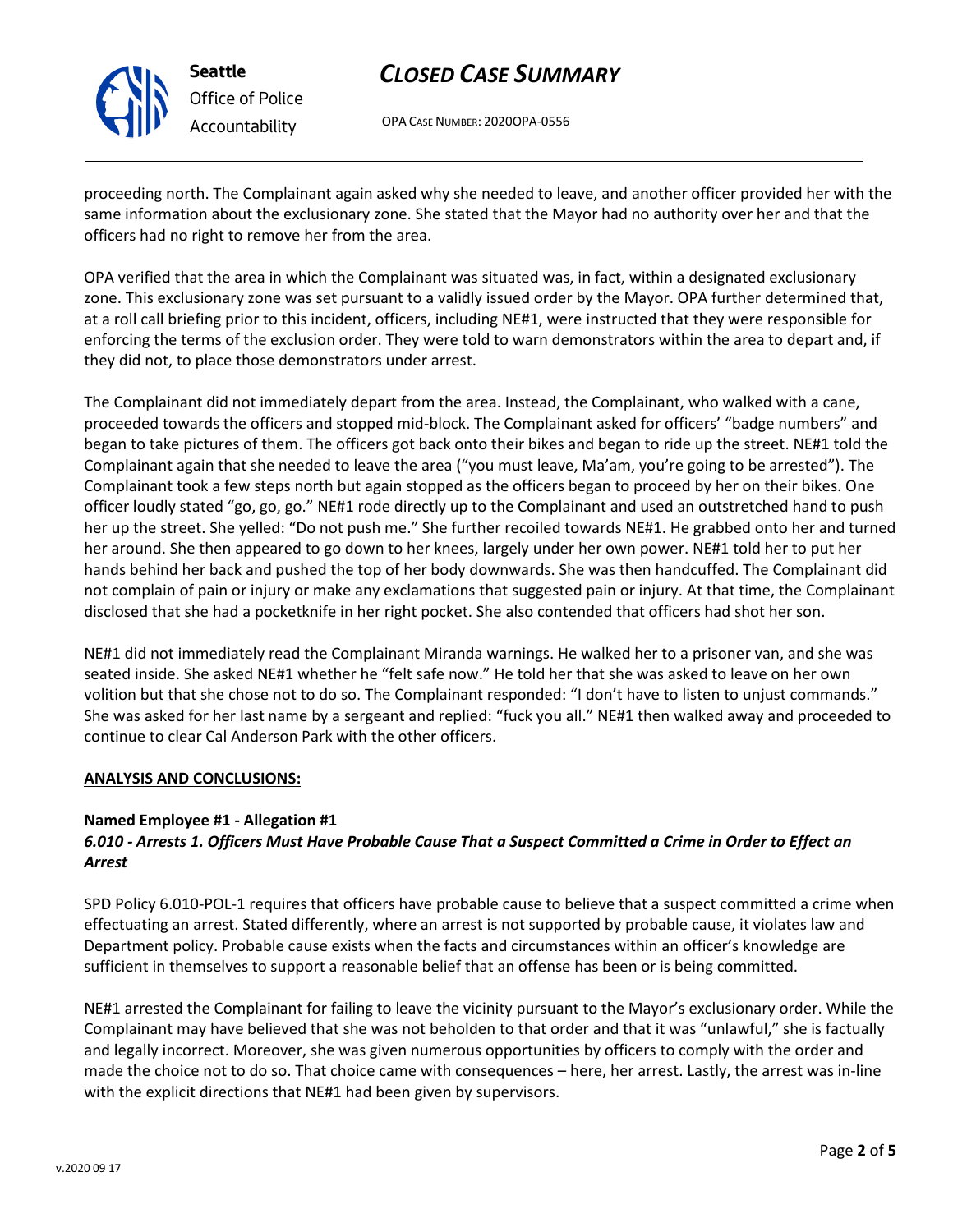proceeding north. The Complainant again asked why she needed to leave, and another officer provided her with the same information about the exclusionary zone. She stated that the Mayor had no authority over her and that the officers had no right to remove her from the area.

OPA verified that the area in which the Complainant was situated was, in fact, within a designated exclusionary zone. This exclusionary zone was set pursuant to a validly issued order by the Mayor. OPA further determined that, at a roll call briefing prior to this incident, officers, including NE#1, were instructed that they were responsible for enforcing the terms of the exclusion order. They were told to warn demonstrators within the area to depart and, if they did not, to place those demonstrators under arrest.

The Complainant did not immediately depart from the area. Instead, the Complainant, who walked with a cane, proceeded towards the officers and stopped mid-block. The Complainant asked for officers' "badge numbers" and began to take pictures of them. The officers got back onto their bikes and began to ride up the street. NE#1 told the Complainant again that she needed to leave the area ("you must leave, Ma'am, you're going to be arrested"). The Complainant took a few steps north but again stopped as the officers began to proceed by her on their bikes. One officer loudly stated "go, go, go." NE#1 rode directly up to the Complainant and used an outstretched hand to push her up the street. She yelled: "Do not push me." She further recoiled towards NE#1. He grabbed onto her and turned her around. She then appeared to go down to her knees, largely under her own power. NE#1 told her to put her hands behind her back and pushed the top of her body downwards. She was then handcuffed. The Complainant did not complain of pain or injury or make any exclamations that suggested pain or injury. At that time, the Complainant disclosed that she had a pocketknife in her right pocket. She also contended that officers had shot her son.

NE#1 did not immediately read the Complainant Miranda warnings. He walked her to a prisoner van, and she was seated inside. She asked NE#1 whether he "felt safe now." He told her that she was asked to leave on her own volition but that she chose not to do so. The Complainant responded: "I don't have to listen to unjust commands." She was asked for her last name by a sergeant and replied: "fuck you all." NE#1 then walked away and proceeded to continue to clear Cal Anderson Park with the other officers.

**ANALYSIS AND CONCLUSIONS:**

**Named Employee #1 - Allegation #1**
***6.010 - Arrests 1. Officers Must Have Probable Cause That a Suspect Committed a Crime in Order to Effect an Arrest***

SPD Policy 6.010-POL-1 requires that officers have probable cause to believe that a suspect committed a crime when effectuating an arrest. Stated differently, where an arrest is not supported by probable cause, it violates law and Department policy. Probable cause exists when the facts and circumstances within an officer's knowledge are sufficient in themselves to support a reasonable belief that an offense has been or is being committed.

NE#1 arrested the Complainant for failing to leave the vicinity pursuant to the Mayor's exclusionary order. While the Complainant may have believed that she was not beholden to that order and that it was "unlawful," she is factually and legally incorrect. Moreover, she was given numerous opportunities by officers to comply with the order and made the choice not to do so. That choice came with consequences – here, her arrest. Lastly, the arrest was in-line with the explicit directions that NE#1 had been given by supervisors.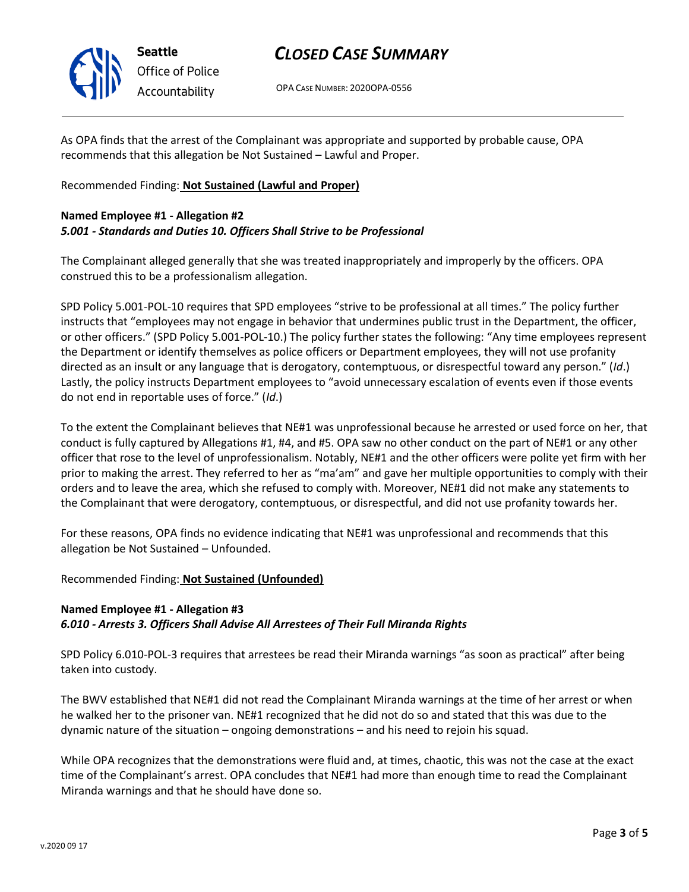As OPA finds that the arrest of the Complainant was appropriate and supported by probable cause, OPA recommends that this allegation be Not Sustained – Lawful and Proper.

Recommended Finding: **Not Sustained (Lawful and Proper)**

**Named Employee #1 - Allegation #2**
***5.001 - Standards and Duties 10. Officers Shall Strive to be Professional***

The Complainant alleged generally that she was treated inappropriately and improperly by the officers. OPA construed this to be a professionalism allegation.

SPD Policy 5.001-POL-10 requires that SPD employees "strive to be professional at all times." The policy further instructs that "employees may not engage in behavior that undermines public trust in the Department, the officer, or other officers." (SPD Policy 5.001-POL-10.) The policy further states the following: "Any time employees represent the Department or identify themselves as police officers or Department employees, they will not use profanity directed as an insult or any language that is derogatory, contemptuous, or disrespectful toward any person." (*Id*.) Lastly, the policy instructs Department employees to "avoid unnecessary escalation of events even if those events do not end in reportable uses of force." (*Id*.)

To the extent the Complainant believes that NE#1 was unprofessional because he arrested or used force on her, that conduct is fully captured by Allegations #1, #4, and #5. OPA saw no other conduct on the part of NE#1 or any other officer that rose to the level of unprofessionalism. Notably, NE#1 and the other officers were polite yet firm with her prior to making the arrest. They referred to her as "ma'am" and gave her multiple opportunities to comply with their orders and to leave the area, which she refused to comply with. Moreover, NE#1 did not make any statements to the Complainant that were derogatory, contemptuous, or disrespectful, and did not use profanity towards her.

For these reasons, OPA finds no evidence indicating that NE#1 was unprofessional and recommends that this allegation be Not Sustained – Unfounded.

Recommended Finding: **Not Sustained (Unfounded)**

**Named Employee #1 - Allegation #3**
***6.010 - Arrests 3. Officers Shall Advise All Arrestees of Their Full Miranda Rights***

SPD Policy 6.010-POL-3 requires that arrestees be read their Miranda warnings "as soon as practical" after being taken into custody.

The BWV established that NE#1 did not read the Complainant Miranda warnings at the time of her arrest or when he walked her to the prisoner van. NE#1 recognized that he did not do so and stated that this was due to the dynamic nature of the situation – ongoing demonstrations – and his need to rejoin his squad.

While OPA recognizes that the demonstrations were fluid and, at times, chaotic, this was not the case at the exact time of the Complainant's arrest. OPA concludes that NE#1 had more than enough time to read the Complainant Miranda warnings and that he should have done so.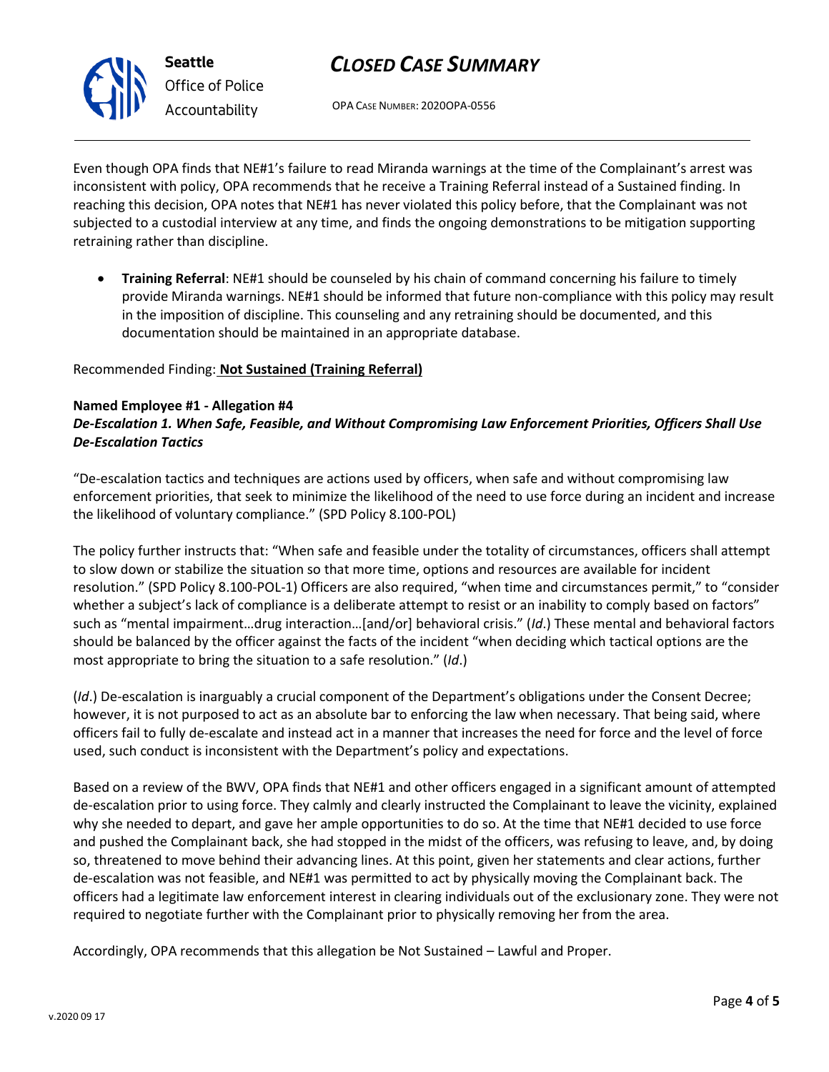Even though OPA finds that NE#1's failure to read Miranda warnings at the time of the Complainant's arrest was inconsistent with policy, OPA recommends that he receive a Training Referral instead of a Sustained finding. In reaching this decision, OPA notes that NE#1 has never violated this policy before, that the Complainant was not subjected to a custodial interview at any time, and finds the ongoing demonstrations to be mitigation supporting retraining rather than discipline.

- **Training Referral**: NE#1 should be counseled by his chain of command concerning his failure to timely provide Miranda warnings. NE#1 should be informed that future non-compliance with this policy may result in the imposition of discipline. This counseling and any retraining should be documented, and this documentation should be maintained in an appropriate database.

Recommended Finding: **Not Sustained (Training Referral)**

**Named Employee #1 - Allegation #4**
***De-Escalation 1. When Safe, Feasible, and Without Compromising Law Enforcement Priorities, Officers Shall Use De-Escalation Tactics***

"De-escalation tactics and techniques are actions used by officers, when safe and without compromising law enforcement priorities, that seek to minimize the likelihood of the need to use force during an incident and increase the likelihood of voluntary compliance." (SPD Policy 8.100-POL)

The policy further instructs that: "When safe and feasible under the totality of circumstances, officers shall attempt to slow down or stabilize the situation so that more time, options and resources are available for incident resolution." (SPD Policy 8.100-POL-1) Officers are also required, "when time and circumstances permit," to "consider whether a subject's lack of compliance is a deliberate attempt to resist or an inability to comply based on factors" such as "mental impairment…drug interaction…[and/or] behavioral crisis." (*Id*.) These mental and behavioral factors should be balanced by the officer against the facts of the incident "when deciding which tactical options are the most appropriate to bring the situation to a safe resolution." (*Id*.)

(*Id*.) De-escalation is inarguably a crucial component of the Department's obligations under the Consent Decree; however, it is not purposed to act as an absolute bar to enforcing the law when necessary. That being said, where officers fail to fully de-escalate and instead act in a manner that increases the need for force and the level of force used, such conduct is inconsistent with the Department's policy and expectations.

Based on a review of the BWV, OPA finds that NE#1 and other officers engaged in a significant amount of attempted de-escalation prior to using force. They calmly and clearly instructed the Complainant to leave the vicinity, explained why she needed to depart, and gave her ample opportunities to do so. At the time that NE#1 decided to use force and pushed the Complainant back, she had stopped in the midst of the officers, was refusing to leave, and, by doing so, threatened to move behind their advancing lines. At this point, given her statements and clear actions, further de-escalation was not feasible, and NE#1 was permitted to act by physically moving the Complainant back. The officers had a legitimate law enforcement interest in clearing individuals out of the exclusionary zone. They were not required to negotiate further with the Complainant prior to physically removing her from the area.

Accordingly, OPA recommends that this allegation be Not Sustained – Lawful and Proper.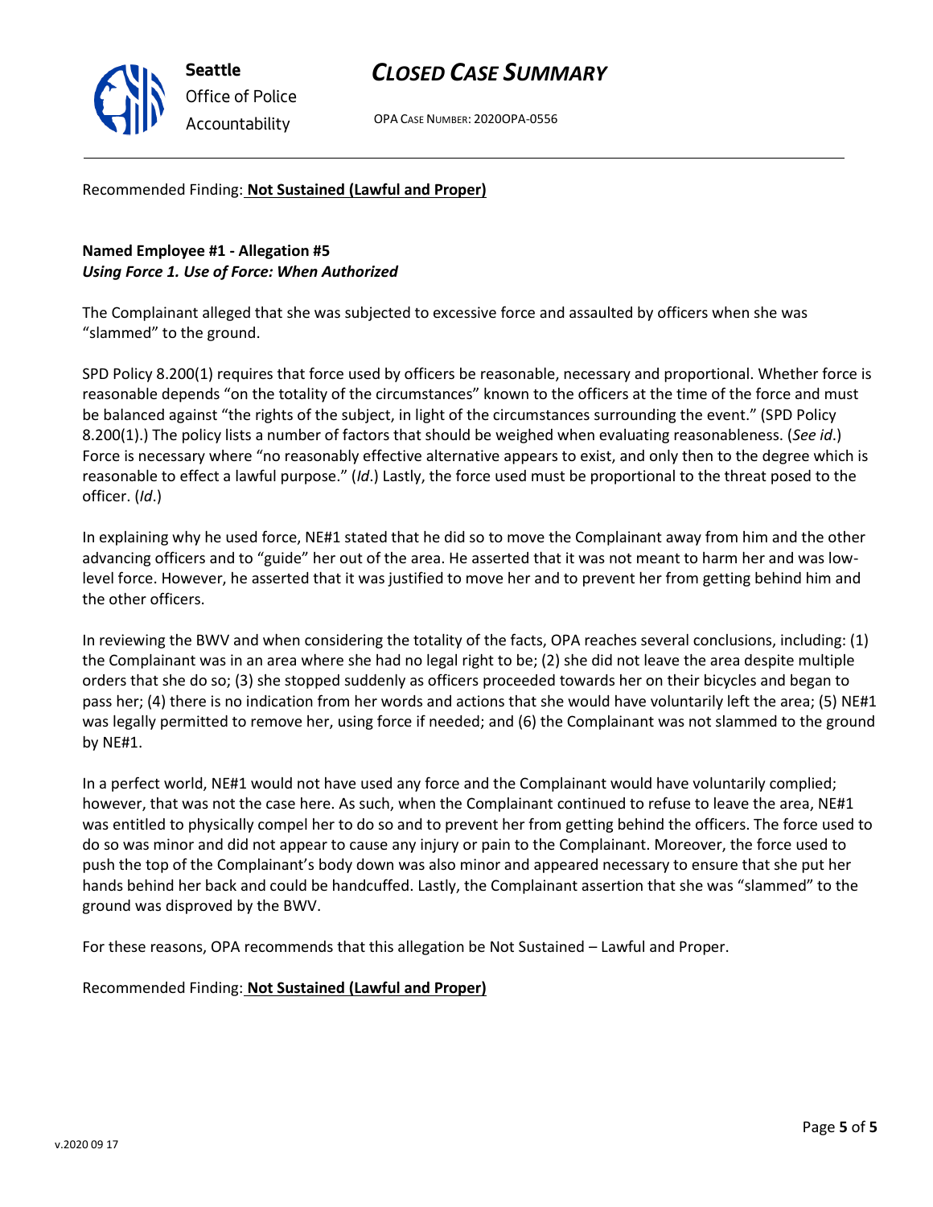Recommended Finding: **Not Sustained (Lawful and Proper)**

**Named Employee #1 - Allegation #5**
***Using Force 1. Use of Force: When Authorized***

The Complainant alleged that she was subjected to excessive force and assaulted by officers when she was "slammed" to the ground.

SPD Policy 8.200(1) requires that force used by officers be reasonable, necessary and proportional. Whether force is reasonable depends "on the totality of the circumstances" known to the officers at the time of the force and must be balanced against "the rights of the subject, in light of the circumstances surrounding the event." (SPD Policy 8.200(1).) The policy lists a number of factors that should be weighed when evaluating reasonableness. (*See id*.) Force is necessary where "no reasonably effective alternative appears to exist, and only then to the degree which is reasonable to effect a lawful purpose." (*Id*.) Lastly, the force used must be proportional to the threat posed to the officer. (*Id*.)

In explaining why he used force, NE#1 stated that he did so to move the Complainant away from him and the other advancing officers and to "guide" her out of the area. He asserted that it was not meant to harm her and was low-level force. However, he asserted that it was justified to move her and to prevent her from getting behind him and the other officers.

In reviewing the BWV and when considering the totality of the facts, OPA reaches several conclusions, including: (1) the Complainant was in an area where she had no legal right to be; (2) she did not leave the area despite multiple orders that she do so; (3) she stopped suddenly as officers proceeded towards her on their bicycles and began to pass her; (4) there is no indication from her words and actions that she would have voluntarily left the area; (5) NE#1 was legally permitted to remove her, using force if needed; and (6) the Complainant was not slammed to the ground by NE#1.

In a perfect world, NE#1 would not have used any force and the Complainant would have voluntarily complied; however, that was not the case here. As such, when the Complainant continued to refuse to leave the area, NE#1 was entitled to physically compel her to do so and to prevent her from getting behind the officers. The force used to do so was minor and did not appear to cause any injury or pain to the Complainant. Moreover, the force used to push the top of the Complainant's body down was also minor and appeared necessary to ensure that she put her hands behind her back and could be handcuffed. Lastly, the Complainant assertion that she was "slammed" to the ground was disproved by the BWV.

For these reasons, OPA recommends that this allegation be Not Sustained – Lawful and Proper.

Recommended Finding: **Not Sustained (Lawful and Proper)**